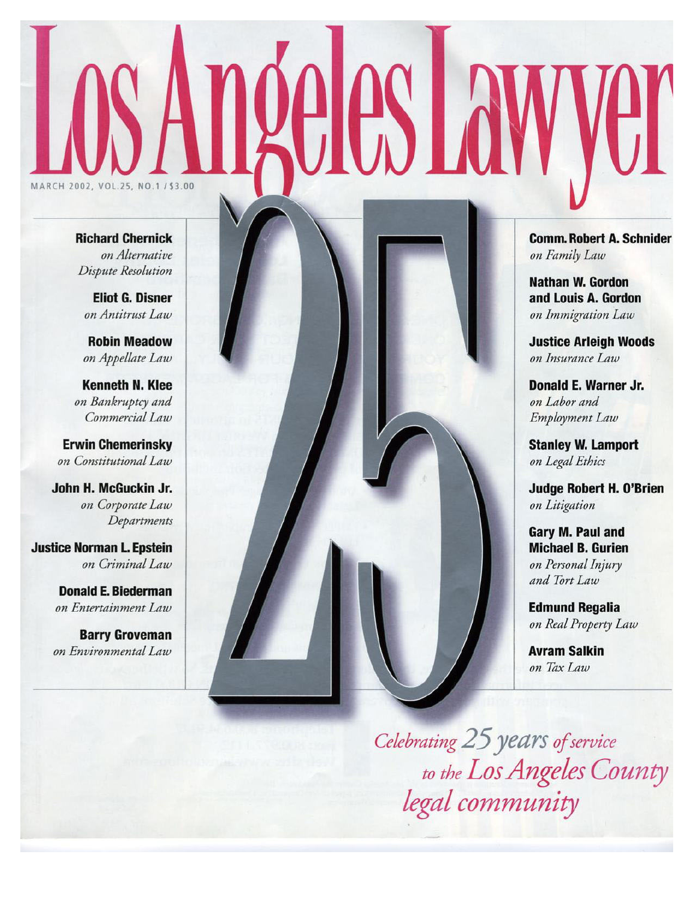# Los Angeles Lawyer

MARCH 2002, VOL.25, NO.1 / $3.00

**Richard Chernick**
*on Alternative Dispute Resolution*

**Eliot G. Disner**
*on Antitrust Law*

**Robin Meadow**
*on Appellate Law*

**Kenneth N. Klee**
*on Bankruptcy and Commercial Law*

**Erwin Chemerinsky**
*on Constitutional Law*

**John H. McGuckin Jr.**
*on Corporate Law Departments*

**Justice Norman L. Epstein**
*on Criminal Law*

**Donald E. Biederman**
*on Entertainment Law*

**Barry Groveman**
*on Environmental Law*

25

**Comm. Robert A. Schnider**
*on Family Law*

**Nathan W. Gordon and Louis A. Gordon**
*on Immigration Law*

**Justice Arleigh Woods**
*on Insurance Law*

**Donald E. Warner Jr.**
*on Labor and Employment Law*

**Stanley W. Lamport**
*on Legal Ethics*

**Judge Robert H. O'Brien**
*on Litigation*

**Gary M. Paul and Michael B. Gurien**
*on Personal Injury and Tort Law*

**Edmund Regalia**
*on Real Property Law*

**Avram Salkin**
*on Tax Law*

*Celebrating 25 years of service to the Los Angeles County legal community*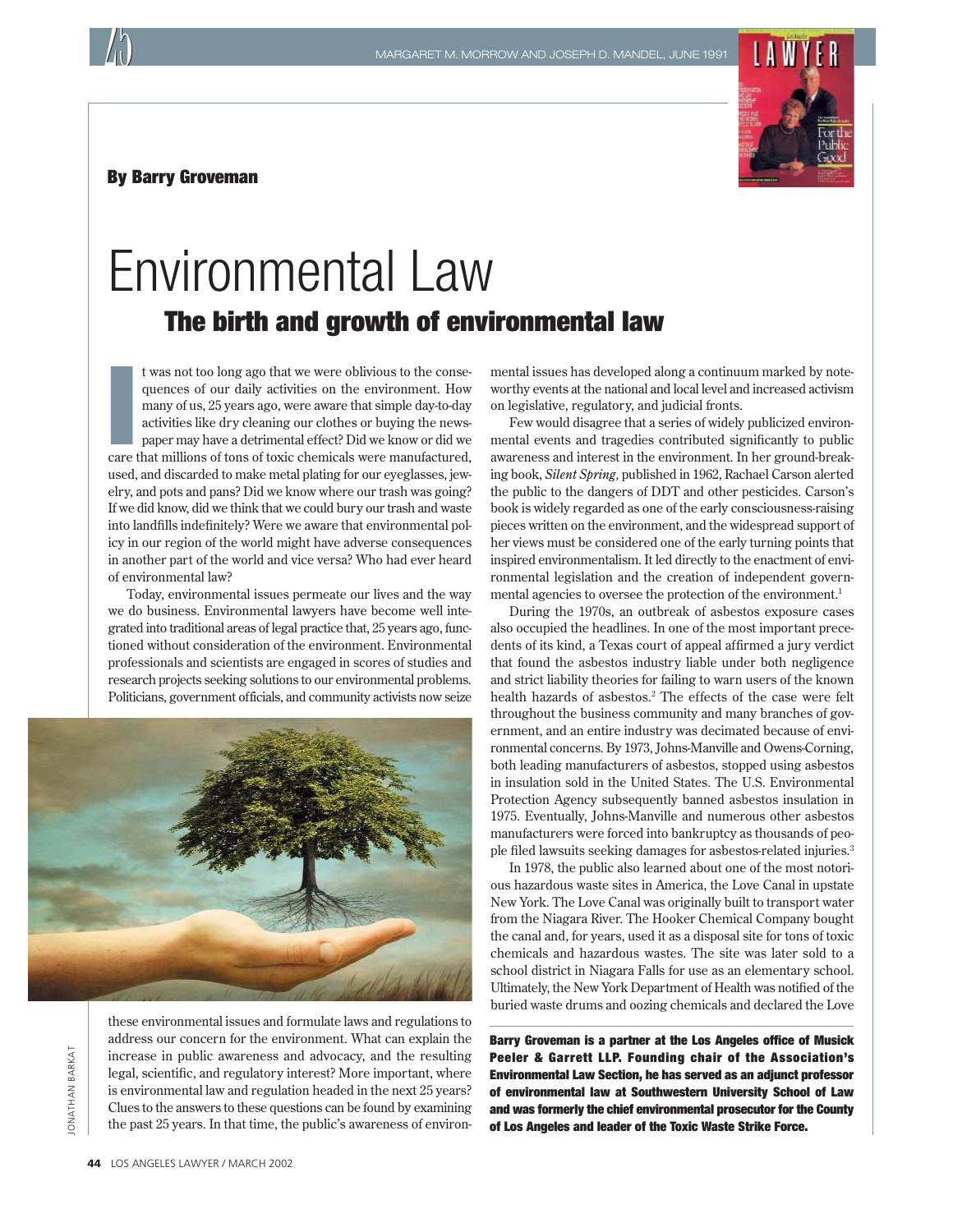By Barry Groveman

# Environmental Law

## The birth and growth of environmental law

It was not too long ago that we were oblivious to the consequences of our daily activities on the environment. How many of us, 25 years ago, were aware that simple day-to-day activities like dry cleaning our clothes or buying the newspaper may have a detrimental effect? Did we know or did we care that millions of tons of toxic chemicals were manufactured, used, and discarded to make metal plating for our eyeglasses, jewelry, and pots and pans? Did we know where our trash was going? If we did know, did we think that we could bury our trash and waste into landfills indefinitely? Were we aware that environmental policy in our region of the world might have adverse consequences in another part of the world and vice versa? Who had ever heard of environmental law?

Today, environmental issues permeate our lives and the way we do business. Environmental lawyers have become well integrated into traditional areas of legal practice that, 25 years ago, functioned without consideration of the environment. Environmental professionals and scientists are engaged in scores of studies and research projects seeking solutions to our environmental problems. Politicians, government officials, and community activists now seize these environmental issues and formulate laws and regulations to address our concern for the environment. What can explain the increase in public awareness and advocacy, and the resulting legal, scientific, and regulatory interest? More important, where is environmental law and regulation headed in the next 25 years? Clues to the answers to these questions can be found by examining the past 25 years. In that time, the public's awareness of environmental issues has developed along a continuum marked by noteworthy events at the national and local level and increased activism on legislative, regulatory, and judicial fronts.

Few would disagree that a series of widely publicized environmental events and tragedies contributed significantly to public awareness and interest in the environment. In her ground-breaking book, *Silent Spring,* published in 1962, Rachael Carson alerted the public to the dangers of DDT and other pesticides. Carson's book is widely regarded as one of the early consciousness-raising pieces written on the environment, and the widespread support of her views must be considered one of the early turning points that inspired environmentalism. It led directly to the enactment of environmental legislation and the creation of independent governmental agencies to oversee the protection of the environment.[1]

During the 1970s, an outbreak of asbestos exposure cases also occupied the headlines. In one of the most important precedents of its kind, a Texas court of appeal affirmed a jury verdict that found the asbestos industry liable under both negligence and strict liability theories for failing to warn users of the known health hazards of asbestos.[2] The effects of the case were felt throughout the business community and many branches of government, and an entire industry was decimated because of environmental concerns. By 1973, Johns-Manville and Owens-Corning, both leading manufacturers of asbestos, stopped using asbestos in insulation sold in the United States. The U.S. Environmental Protection Agency subsequently banned asbestos insulation in 1975. Eventually, Johns-Manville and numerous other asbestos manufacturers were forced into bankruptcy as thousands of people filed lawsuits seeking damages for asbestos-related injuries.[3]

In 1978, the public also learned about one of the most notorious hazardous waste sites in America, the Love Canal in upstate New York. The Love Canal was originally built to transport water from the Niagara River. The Hooker Chemical Company bought the canal and, for years, used it as a disposal site for tons of toxic chemicals and hazardous wastes. The site was later sold to a school district in Niagara Falls for use as an elementary school. Ultimately, the New York Department of Health was notified of the buried waste drums and oozing chemicals and declared the Love

**Barry Groveman is a partner at the Los Angeles office of Musick Peeler & Garrett LLP. Founding chair of the Association's Environmental Law Section, he has served as an adjunct professor of environmental law at Southwestern University School of Law and was formerly the chief environmental prosecutor for the County of Los Angeles and leader of the Toxic Waste Strike Force.**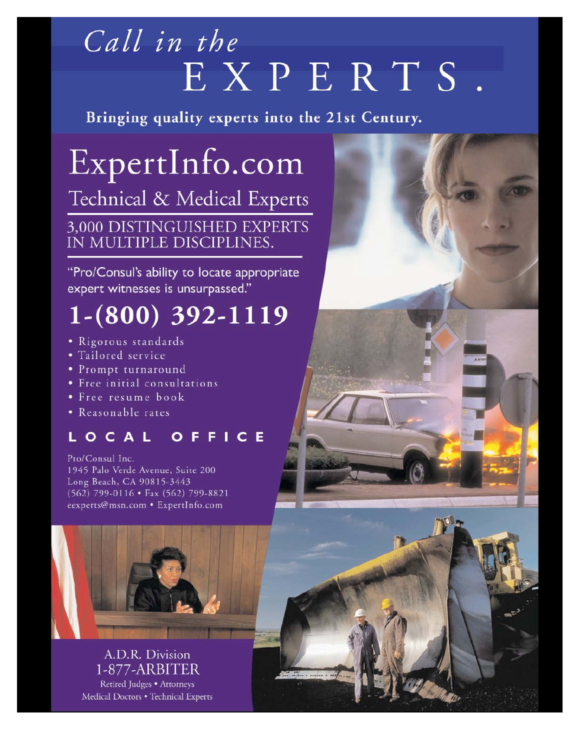# *Call in the* EXPERTS.

**Bringing quality experts into the 21st Century.**

## ExpertInfo.com

### Technical & Medical Experts

3,000 DISTINGUISHED EXPERTS IN MULTIPLE DISCIPLINES.

"Pro/Consul's ability to locate appropriate expert witnesses is unsurpassed."

## 1-(800) 392-1119

- Rigorous standards
- Tailored service
- Prompt turnaround
- Free initial consultations
- Free resume book
- Reasonable rates

### LOCAL OFFICE

Pro/Consul Inc.
1945 Palo Verde Avenue, Suite 200
Long Beach, CA 90815-3443
(562) 799-0116 • Fax (562) 799-8821
eexperts@msn.com • ExpertInfo.com

A.D.R. Division
1-877-ARBITER
Retired Judges • Attorneys
Medical Doctors • Technical Experts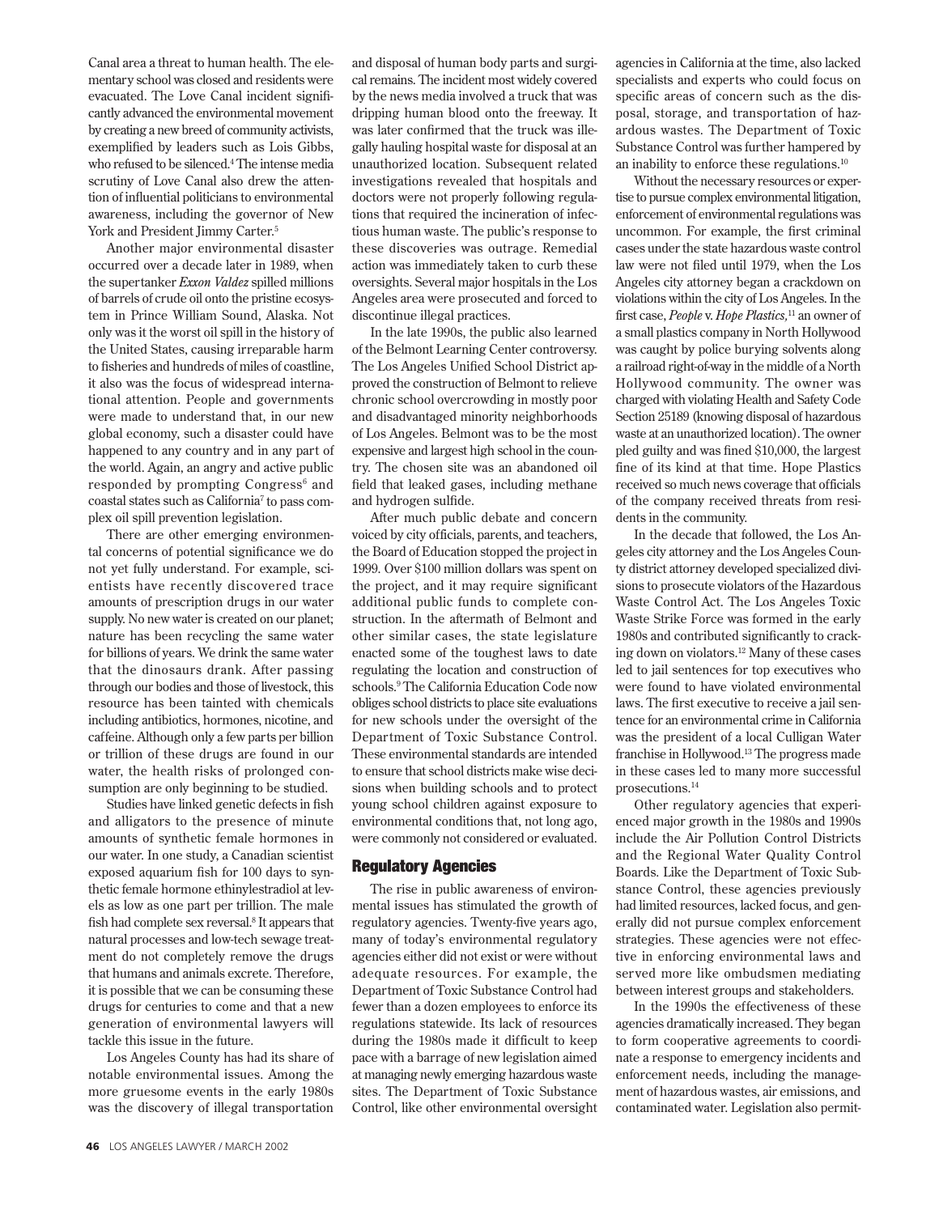Canal area a threat to human health. The elementary school was closed and residents were evacuated. The Love Canal incident significantly advanced the environmental movement by creating a new breed of community activists, exemplified by leaders such as Lois Gibbs, who refused to be silenced.[4] The intense media scrutiny of Love Canal also drew the attention of influential politicians to environmental awareness, including the governor of New York and President Jimmy Carter.[5]

Another major environmental disaster occurred over a decade later in 1989, when the supertanker *Exxon Valdez* spilled millions of barrels of crude oil onto the pristine ecosystem in Prince William Sound, Alaska. Not only was it the worst oil spill in the history of the United States, causing irreparable harm to fisheries and hundreds of miles of coastline, it also was the focus of widespread international attention. People and governments were made to understand that, in our new global economy, such a disaster could have happened to any country and in any part of the world. Again, an angry and active public responded by prompting Congress[6] and coastal states such as California[7] to pass complex oil spill prevention legislation.

There are other emerging environmental concerns of potential significance we do not yet fully understand. For example, scientists have recently discovered trace amounts of prescription drugs in our water supply. No new water is created on our planet; nature has been recycling the same water for billions of years. We drink the same water that the dinosaurs drank. After passing through our bodies and those of livestock, this resource has been tainted with chemicals including antibiotics, hormones, nicotine, and caffeine. Although only a few parts per billion or trillion of these drugs are found in our water, the health risks of prolonged consumption are only beginning to be studied.

Studies have linked genetic defects in fish and alligators to the presence of minute amounts of synthetic female hormones in our water. In one study, a Canadian scientist exposed aquarium fish for 100 days to synthetic female hormone ethinylestradiol at levels as low as one part per trillion. The male fish had complete sex reversal.[8] It appears that natural processes and low-tech sewage treatment do not completely remove the drugs that humans and animals excrete. Therefore, it is possible that we can be consuming these drugs for centuries to come and that a new generation of environmental lawyers will tackle this issue in the future.

Los Angeles County has had its share of notable environmental issues. Among the more gruesome events in the early 1980s was the discovery of illegal transportation and disposal of human body parts and surgical remains. The incident most widely covered by the news media involved a truck that was dripping human blood onto the freeway. It was later confirmed that the truck was illegally hauling hospital waste for disposal at an unauthorized location. Subsequent related investigations revealed that hospitals and doctors were not properly following regulations that required the incineration of infectious human waste. The public's response to these discoveries was outrage. Remedial action was immediately taken to curb these oversights. Several major hospitals in the Los Angeles area were prosecuted and forced to discontinue illegal practices.

In the late 1990s, the public also learned of the Belmont Learning Center controversy. The Los Angeles Unified School District approved the construction of Belmont to relieve chronic school overcrowding in mostly poor and disadvantaged minority neighborhoods of Los Angeles. Belmont was to be the most expensive and largest high school in the country. The chosen site was an abandoned oil field that leaked gases, including methane and hydrogen sulfide.

After much public debate and concern voiced by city officials, parents, and teachers, the Board of Education stopped the project in 1999. Over $100 million dollars was spent on the project, and it may require significant additional public funds to complete construction. In the aftermath of Belmont and other similar cases, the state legislature enacted some of the toughest laws to date regulating the location and construction of schools.[9] The California Education Code now obliges school districts to place site evaluations for new schools under the oversight of the Department of Toxic Substance Control. These environmental standards are intended to ensure that school districts make wise decisions when building schools and to protect young school children against exposure to environmental conditions that, not long ago, were commonly not considered or evaluated.

## Regulatory Agencies

The rise in public awareness of environmental issues has stimulated the growth of regulatory agencies. Twenty-five years ago, many of today's environmental regulatory agencies either did not exist or were without adequate resources. For example, the Department of Toxic Substance Control had fewer than a dozen employees to enforce its regulations statewide. Its lack of resources during the 1980s made it difficult to keep pace with a barrage of new legislation aimed at managing newly emerging hazardous waste sites. The Department of Toxic Substance Control, like other environmental oversight agencies in California at the time, also lacked specialists and experts who could focus on specific areas of concern such as the disposal, storage, and transportation of hazardous wastes. The Department of Toxic Substance Control was further hampered by an inability to enforce these regulations.[10]

Without the necessary resources or expertise to pursue complex environmental litigation, enforcement of environmental regulations was uncommon. For example, the first criminal cases under the state hazardous waste control law were not filed until 1979, when the Los Angeles city attorney began a crackdown on violations within the city of Los Angeles. In the first case, *People* v. *Hope Plastics*,[11] an owner of a small plastics company in North Hollywood was caught by police burying solvents along a railroad right-of-way in the middle of a North Hollywood community. The owner was charged with violating Health and Safety Code Section 25189 (knowing disposal of hazardous waste at an unauthorized location). The owner pled guilty and was fined $10,000, the largest fine of its kind at that time. Hope Plastics received so much news coverage that officials of the company received threats from residents in the community.

In the decade that followed, the Los Angeles city attorney and the Los Angeles County district attorney developed specialized divisions to prosecute violators of the Hazardous Waste Control Act. The Los Angeles Toxic Waste Strike Force was formed in the early 1980s and contributed significantly to cracking down on violators.[12] Many of these cases led to jail sentences for top executives who were found to have violated environmental laws. The first executive to receive a jail sentence for an environmental crime in California was the president of a local Culligan Water franchise in Hollywood.[13] The progress made in these cases led to many more successful prosecutions.[14]

Other regulatory agencies that experienced major growth in the 1980s and 1990s include the Air Pollution Control Districts and the Regional Water Quality Control Boards. Like the Department of Toxic Substance Control, these agencies previously had limited resources, lacked focus, and generally did not pursue complex enforcement strategies. These agencies were not effective in enforcing environmental laws and served more like ombudsmen mediating between interest groups and stakeholders.

In the 1990s the effectiveness of these agencies dramatically increased. They began to form cooperative agreements to coordinate a response to emergency incidents and enforcement needs, including the management of hazardous wastes, air emissions, and contaminated water. Legislation also permit-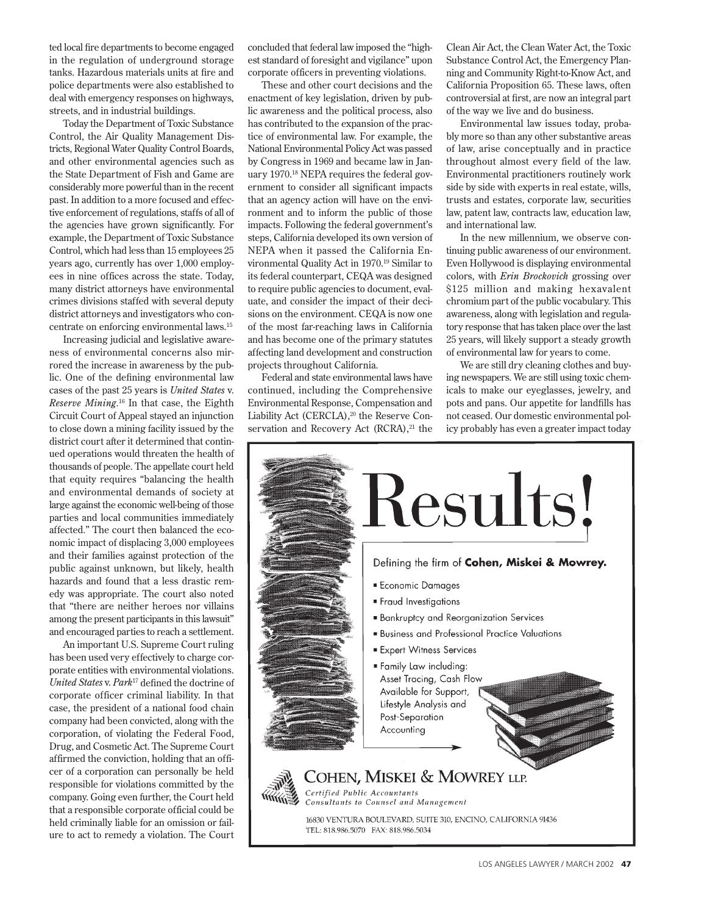ted local fire departments to become engaged in the regulation of underground storage tanks. Hazardous materials units at fire and police departments were also established to deal with emergency responses on highways, streets, and in industrial buildings.

Today the Department of Toxic Substance Control, the Air Quality Management Districts, Regional Water Quality Control Boards, and other environmental agencies such as the State Department of Fish and Game are considerably more powerful than in the recent past. In addition to a more focused and effective enforcement of regulations, staffs of all of the agencies have grown significantly. For example, the Department of Toxic Substance Control, which had less than 15 employees 25 years ago, currently has over 1,000 employees in nine offices across the state. Today, many district attorneys have environmental crimes divisions staffed with several deputy district attorneys and investigators who concentrate on enforcing environmental laws.[15]

Increasing judicial and legislative awareness of environmental concerns also mirrored the increase in awareness by the public. One of the defining environmental law cases of the past 25 years is *United States* v. *Reserve Mining*.[16] In that case, the Eighth Circuit Court of Appeal stayed an injunction to close down a mining facility issued by the district court after it determined that continued operations would threaten the health of thousands of people. The appellate court held that equity requires "balancing the health and environmental demands of society at large against the economic well-being of those parties and local communities immediately affected." The court then balanced the economic impact of displacing 3,000 employees and their families against protection of the public against unknown, but likely, health hazards and found that a less drastic remedy was appropriate. The court also noted that "there are neither heroes nor villains among the present participants in this lawsuit" and encouraged parties to reach a settlement.

An important U.S. Supreme Court ruling has been used very effectively to charge corporate entities with environmental violations. *United States* v. *Park*[17] defined the doctrine of corporate officer criminal liability. In that case, the president of a national food chain company had been convicted, along with the corporation, of violating the Federal Food, Drug, and Cosmetic Act. The Supreme Court affirmed the conviction, holding that an officer of a corporation can personally be held responsible for violations committed by the company. Going even further, the Court held that a responsible corporate official could be held criminally liable for an omission or failure to act to remedy a violation. The Court concluded that federal law imposed the "highest standard of foresight and vigilance" upon corporate officers in preventing violations.

These and other court decisions and the enactment of key legislation, driven by public awareness and the political process, also has contributed to the expansion of the practice of environmental law. For example, the National Environmental Policy Act was passed by Congress in 1969 and became law in January 1970.[18] NEPA requires the federal government to consider all significant impacts that an agency action will have on the environment and to inform the public of those impacts. Following the federal government's steps, California developed its own version of NEPA when it passed the California Environmental Quality Act in 1970.[19] Similar to its federal counterpart, CEQA was designed to require public agencies to document, evaluate, and consider the impact of their decisions on the environment. CEQA is now one of the most far-reaching laws in California and has become one of the primary statutes affecting land development and construction projects throughout California.

Federal and state environmental laws have continued, including the Comprehensive Environmental Response, Compensation and Liability Act (CERCLA),[20] the Reserve Conservation and Recovery Act (RCRA),[21] the Clean Air Act, the Clean Water Act, the Toxic Substance Control Act, the Emergency Planning and Community Right-to-Know Act, and California Proposition 65. These laws, often controversial at first, are now an integral part of the way we live and do business.

Environmental law issues today, probably more so than any other substantive areas of law, arise conceptually and in practice throughout almost every field of the law. Environmental practitioners routinely work side by side with experts in real estate, wills, trusts and estates, corporate law, securities law, patent law, contracts law, education law, and international law.

In the new millennium, we observe continuing public awareness of our environment. Even Hollywood is displaying environmental colors, with *Erin Brockovich* grossing over $125 million and making hexavalent chromium part of the public vocabulary. This awareness, along with legislation and regulatory response that has taken place over the last 25 years, will likely support a steady growth of environmental law for years to come.

We are still dry cleaning clothes and buying newspapers. We are still using toxic chemicals to make our eyeglasses, jewelry, and pots and pans. Our appetite for landfills has not ceased. Our domestic environmental policy probably has even a greater impact today

---

# Results!

Defining the firm of **Cohen, Miskei & Mowrey.**

- Economic Damages
- Fraud Investigations
- Bankruptcy and Reorganization Services
- Business and Professional Practice Valuations
- Expert Witness Services
- Family Law including: Asset Tracing, Cash Flow Available for Support, Lifestyle Analysis and Post-Separation Accounting

**COHEN, MISKEI & MOWREY LLP.**

*Certified Public Accountants*
*Consultants to Counsel and Management*

16830 VENTURA BOULEVARD, SUITE 310, ENCINO, CALIFORNIA 91436
TEL: 818.986.5070 FAX: 818.986.5034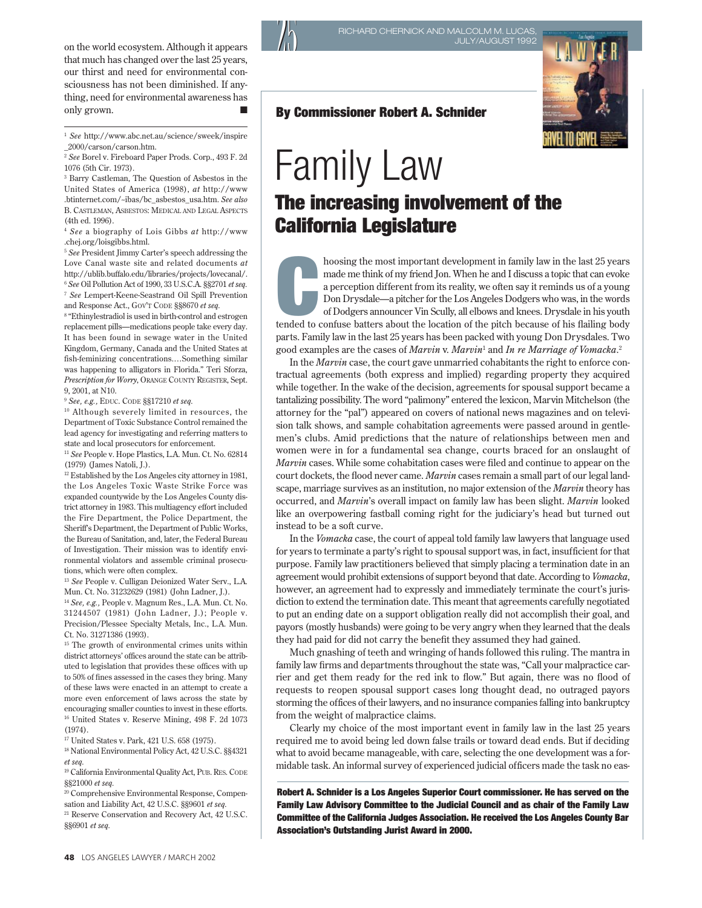on the world ecosystem. Although it appears that much has changed over the last 25 years, our thirst and need for environmental consciousness has not been diminished. If anything, need for environmental awareness has only grown. ■

[1] *See* http://www.abc.net.au/science/sweek/inspire_2000/carson/carson.htm.

[2] *See* Borel v. Fireboard Paper Prods. Corp., 493 F. 2d 1076 (5th Cir. 1973).

[3] Barry Castleman, The Question of Asbestos in the United States of America (1998), *at* http://www.btinternet.com/~ibas/bc_asbestos_usa.htm. *See also* B. CASTLEMAN, ASBESTOS: MEDICAL AND LEGAL ASPECTS (4th ed. 1996).

[4] *See* a biography of Lois Gibbs *at* http://www.chej.org/loisgibbs.html.

[5] *See* President Jimmy Carter's speech addressing the Love Canal waste site and related documents *at* http://ublib.buffalo.edu/libraries/projects/lovecanal/.

[6] *See* Oil Pollution Act of 1990, 33 U.S.C.A. §§2701 *et seq.*

[7] *See* Lempert-Keene-Seastrand Oil Spill Prevention and Response Act., GOV'T CODE §§8670 *et seq.*

[8] "Ethinylestradiol is used in birth-control and estrogen replacement pills—medications people take every day. It has been found in sewage water in the United Kingdom, Germany, Canada and the United States at fish-feminizing concentrations....Something similar was happening to alligators in Florida." Teri Sforza, *Prescription for Worry*, ORANGE COUNTY REGISTER, Sept. 9, 2001, at N10.

[9] *See, e.g.,* EDUC. CODE §§17210 *et seq.*

[10] Although severely limited in resources, the Department of Toxic Substance Control remained the lead agency for investigating and referring matters to state and local prosecutors for enforcement.

[11] *See* People v. Hope Plastics, L.A. Mun. Ct. No. 62814 (1979) (James Natoli, J.).

[12] Established by the Los Angeles city attorney in 1981, the Los Angeles Toxic Waste Strike Force was expanded countywide by the Los Angeles County district attorney in 1983. This multiagency effort included the Fire Department, the Police Department, the Sheriff's Department, the Department of Public Works, the Bureau of Sanitation, and, later, the Federal Bureau of Investigation. Their mission was to identify environmental violators and assemble criminal prosecutions, which were often complex.

[13] *See* People v. Culligan Deionized Water Serv., L.A. Mun. Ct. No. 31232629 (1981) (John Ladner, J.).

[14] *See, e.g.,* People v. Magnum Res., L.A. Mun. Ct. No. 31244507 (1981) (John Ladner, J.); People v. Precision/Plessee Specialty Metals, Inc., L.A. Mun. Ct. No. 31271386 (1993).

[15] The growth of environmental crimes units within district attorneys' offices around the state can be attributed to legislation that provides these offices with up to 50% of fines assessed in the cases they bring. Many of these laws were enacted in an attempt to create a more even enforcement of laws across the state by encouraging smaller counties to invest in these efforts.

[16] United States v. Reserve Mining, 498 F. 2d 1073 (1974).

[17] United States v. Park, 421 U.S. 658 (1975).

[18] National Environmental Policy Act, 42 U.S.C. §§4321 *et seq.*

[19] California Environmental Quality Act, PUB. RES. CODE §§21000 *et seq.*

[20] Comprehensive Environmental Response, Compensation and Liability Act, 42 U.S.C. §§9601 *et seq.*

[21] Reserve Conservation and Recovery Act, 42 U.S.C. §§6901 *et seq.*

RICHARD CHERNICK AND MALCOLM M. LUCAS, JULY/AUGUST 1992

**By Commissioner Robert A. Schnider**

# Family Law

## The increasing involvement of the California Legislature

Choosing the most important development in family law in the last 25 years made me think of my friend Jon. When he and I discuss a topic that can evoke a perception different from its reality, we often say it reminds us of a young Don Drysdale—a pitcher for the Los Angeles Dodgers who was, in the words of Dodgers announcer Vin Scully, all elbows and knees. Drysdale in his youth tended to confuse batters about the location of the pitch because of his flailing body parts. Family law in the last 25 years has been packed with young Don Drysdales. Two good examples are the cases of *Marvin* v. *Marvin*[1] and *In re Marriage of Vomacka*.[2]

In the *Marvin* case, the court gave unmarried cohabitants the right to enforce contractual agreements (both express and implied) regarding property they acquired while together. In the wake of the decision, agreements for spousal support became a tantalizing possibility. The word "palimony" entered the lexicon, Marvin Mitchelson (the attorney for the "pal") appeared on covers of national news magazines and on television talk shows, and sample cohabitation agreements were passed around in gentlemen's clubs. Amid predictions that the nature of relationships between men and women were in for a fundamental sea change, courts braced for an onslaught of *Marvin* cases. While some cohabitation cases were filed and continue to appear on the court dockets, the flood never came. *Marvin* cases remain a small part of our legal landscape, marriage survives as an institution, no major extension of the *Marvin* theory has occurred, and *Marvin*'s overall impact on family law has been slight. *Marvin* looked like an overpowering fastball coming right for the judiciary's head but turned out instead to be a soft curve.

In the *Vomacka* case, the court of appeal told family law lawyers that language used for years to terminate a party's right to spousal support was, in fact, insufficient for that purpose. Family law practitioners believed that simply placing a termination date in an agreement would prohibit extensions of support beyond that date. According to *Vomacka*, however, an agreement had to expressly and immediately terminate the court's jurisdiction to extend the termination date. This meant that agreements carefully negotiated to put an ending date on a support obligation really did not accomplish their goal, and payors (mostly husbands) were going to be very angry when they learned that the deals they had paid for did not carry the benefit they assumed they had gained.

Much gnashing of teeth and wringing of hands followed this ruling. The mantra in family law firms and departments throughout the state was, "Call your malpractice carrier and get them ready for the red ink to flow." But again, there was no flood of requests to reopen spousal support cases long thought dead, no outraged payors storming the offices of their lawyers, and no insurance companies falling into bankruptcy from the weight of malpractice claims.

Clearly my choice of the most important event in family law in the last 25 years required me to avoid being led down false trails or toward dead ends. But if deciding what to avoid became manageable, with care, selecting the one development was a formidable task. An informal survey of experienced judicial officers made the task no eas-

**Robert A. Schnider is a Los Angeles Superior Court commissioner. He has served on the Family Law Advisory Committee to the Judicial Council and as chair of the Family Law Committee of the California Judges Association. He received the Los Angeles County Bar Association's Outstanding Jurist Award in 2000.**